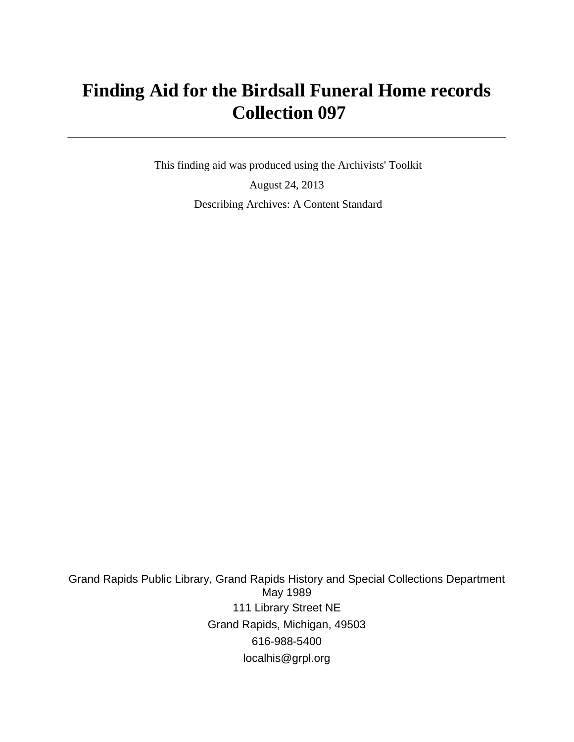# Finding Aid for the Birdsall Funeral Home records Collection 097

---

This finding aid was produced using the Archivists' Toolkit

August 24, 2013

Describing Archives: A Content Standard

Grand Rapids Public Library, Grand Rapids History and Special Collections Department
May 1989

111 Library Street NE

Grand Rapids, Michigan, 49503

616-988-5400

localhis@grpl.org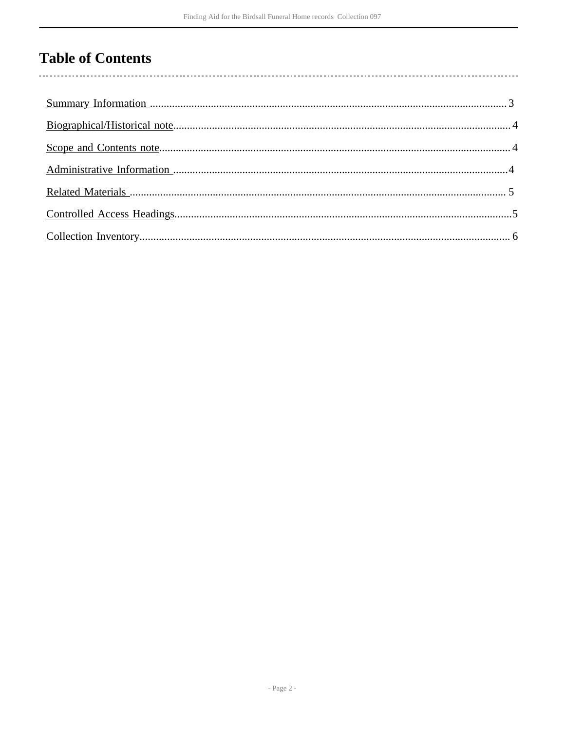# Table of Contents

- Summary Information ..... 3
- Biographical/Historical note ..... 4
- Scope and Contents note ..... 4
- Administrative Information ..... 4
- Related Materials ..... 5
- Controlled Access Headings ..... 5
- Collection Inventory ..... 6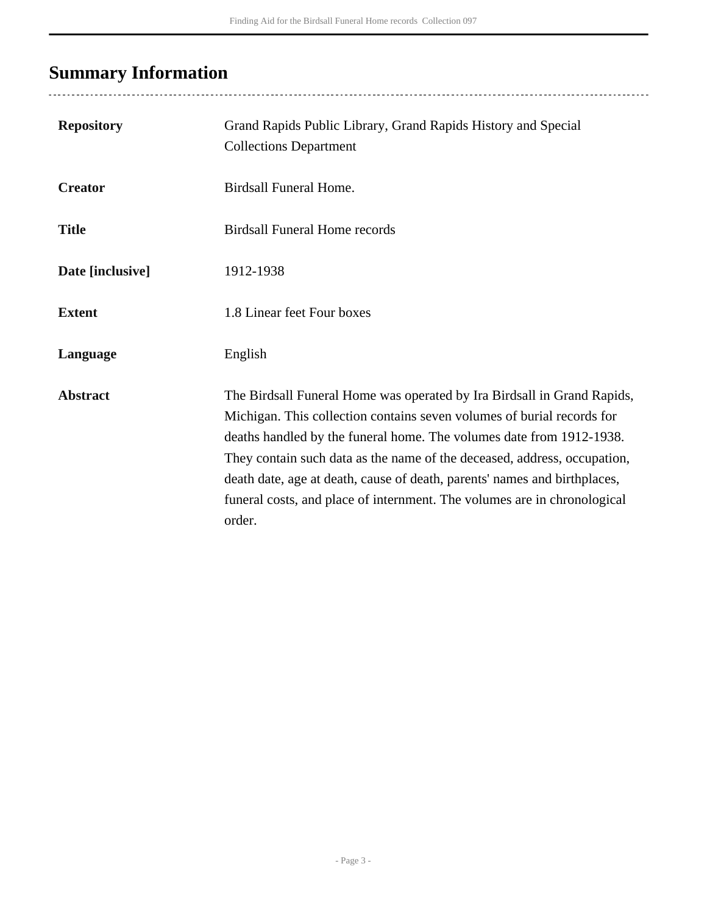## Summary Information

| | |
|---|---|
| **Repository** | Grand Rapids Public Library, Grand Rapids History and Special Collections Department |
| **Creator** | Birdsall Funeral Home. |
| **Title** | Birdsall Funeral Home records |
| **Date [inclusive]** | 1912-1938 |
| **Extent** | 1.8 Linear feet Four boxes |
| **Language** | English |
| **Abstract** | The Birdsall Funeral Home was operated by Ira Birdsall in Grand Rapids, Michigan. This collection contains seven volumes of burial records for deaths handled by the funeral home. The volumes date from 1912-1938. They contain such data as the name of the deceased, address, occupation, death date, age at death, cause of death, parents' names and birthplaces, funeral costs, and place of internment. The volumes are in chronological order. |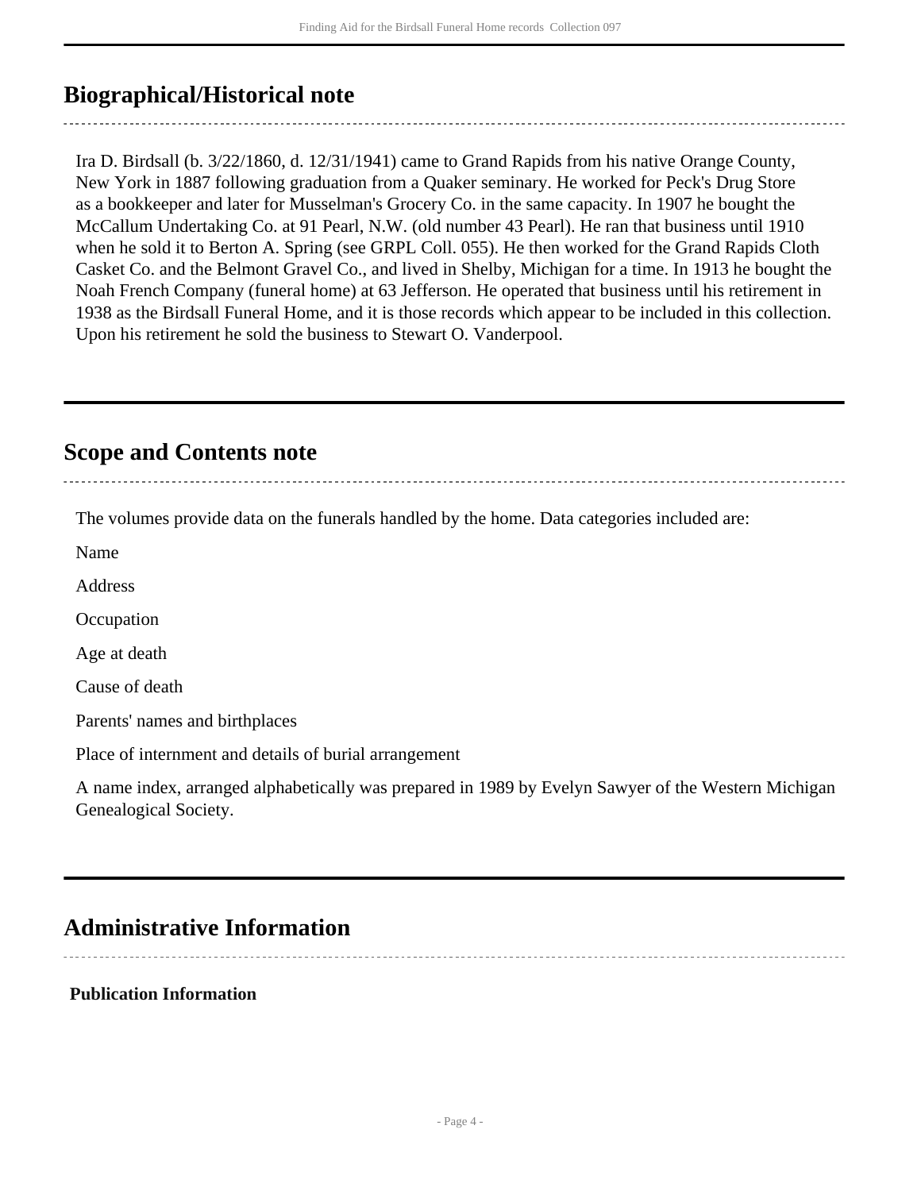## Biographical/Historical note

Ira D. Birdsall (b. 3/22/1860, d. 12/31/1941) came to Grand Rapids from his native Orange County, New York in 1887 following graduation from a Quaker seminary. He worked for Peck's Drug Store as a bookkeeper and later for Musselman's Grocery Co. in the same capacity. In 1907 he bought the McCallum Undertaking Co. at 91 Pearl, N.W. (old number 43 Pearl). He ran that business until 1910 when he sold it to Berton A. Spring (see GRPL Coll. 055). He then worked for the Grand Rapids Cloth Casket Co. and the Belmont Gravel Co., and lived in Shelby, Michigan for a time. In 1913 he bought the Noah French Company (funeral home) at 63 Jefferson. He operated that business until his retirement in 1938 as the Birdsall Funeral Home, and it is those records which appear to be included in this collection. Upon his retirement he sold the business to Stewart O. Vanderpool.

## Scope and Contents note

The volumes provide data on the funerals handled by the home. Data categories included are:

Name

Address

Occupation

Age at death

Cause of death

Parents' names and birthplaces

Place of internment and details of burial arrangement

A name index, arranged alphabetically was prepared in 1989 by Evelyn Sawyer of the Western Michigan Genealogical Society.

## Administrative Information

**Publication Information**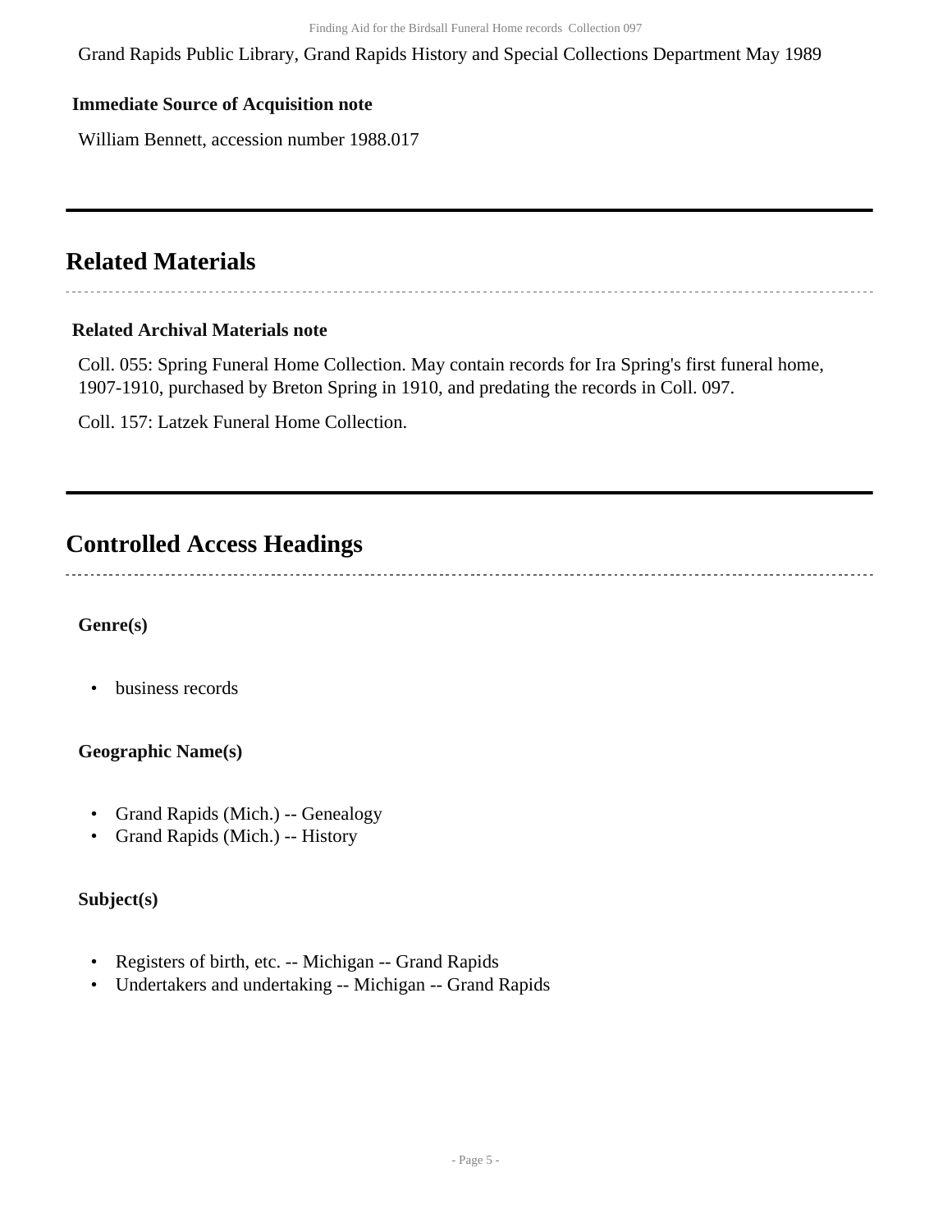Grand Rapids Public Library, Grand Rapids History and Special Collections Department May 1989

**Immediate Source of Acquisition note**

William Bennett, accession number 1988.017

## Related Materials

**Related Archival Materials note**

Coll. 055: Spring Funeral Home Collection. May contain records for Ira Spring's first funeral home, 1907-1910, purchased by Breton Spring in 1910, and predating the records in Coll. 097.

Coll. 157: Latzek Funeral Home Collection.

## Controlled Access Headings

**Genre(s)**

- business records

**Geographic Name(s)**

- Grand Rapids (Mich.) -- Genealogy
- Grand Rapids (Mich.) -- History

**Subject(s)**

- Registers of birth, etc. -- Michigan -- Grand Rapids
- Undertakers and undertaking -- Michigan -- Grand Rapids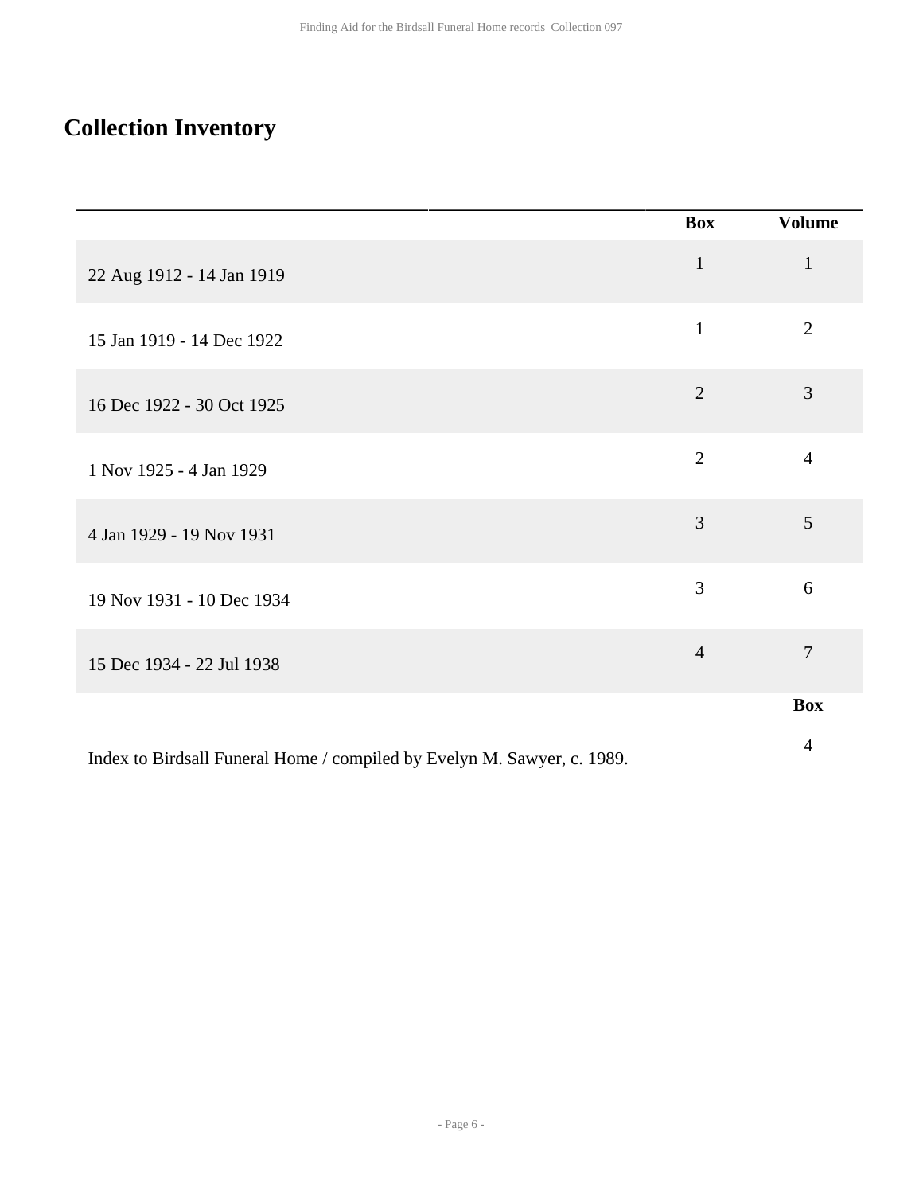## Collection Inventory

| | Box | Volume |
|---|---|---|
| 22 Aug 1912 - 14 Jan 1919 | 1 | 1 |
| 15 Jan 1919 - 14 Dec 1922 | 1 | 2 |
| 16 Dec 1922 - 30 Oct 1925 | 2 | 3 |
| 1 Nov 1925 - 4 Jan 1929 | 2 | 4 |
| 4 Jan 1929 - 19 Nov 1931 | 3 | 5 |
| 19 Nov 1931 - 10 Dec 1934 | 3 | 6 |
| 15 Dec 1934 - 22 Jul 1938 | 4 | 7 |

| | Box |
|---|---|
| Index to Birdsall Funeral Home / compiled by Evelyn M. Sawyer, c. 1989. | 4 |